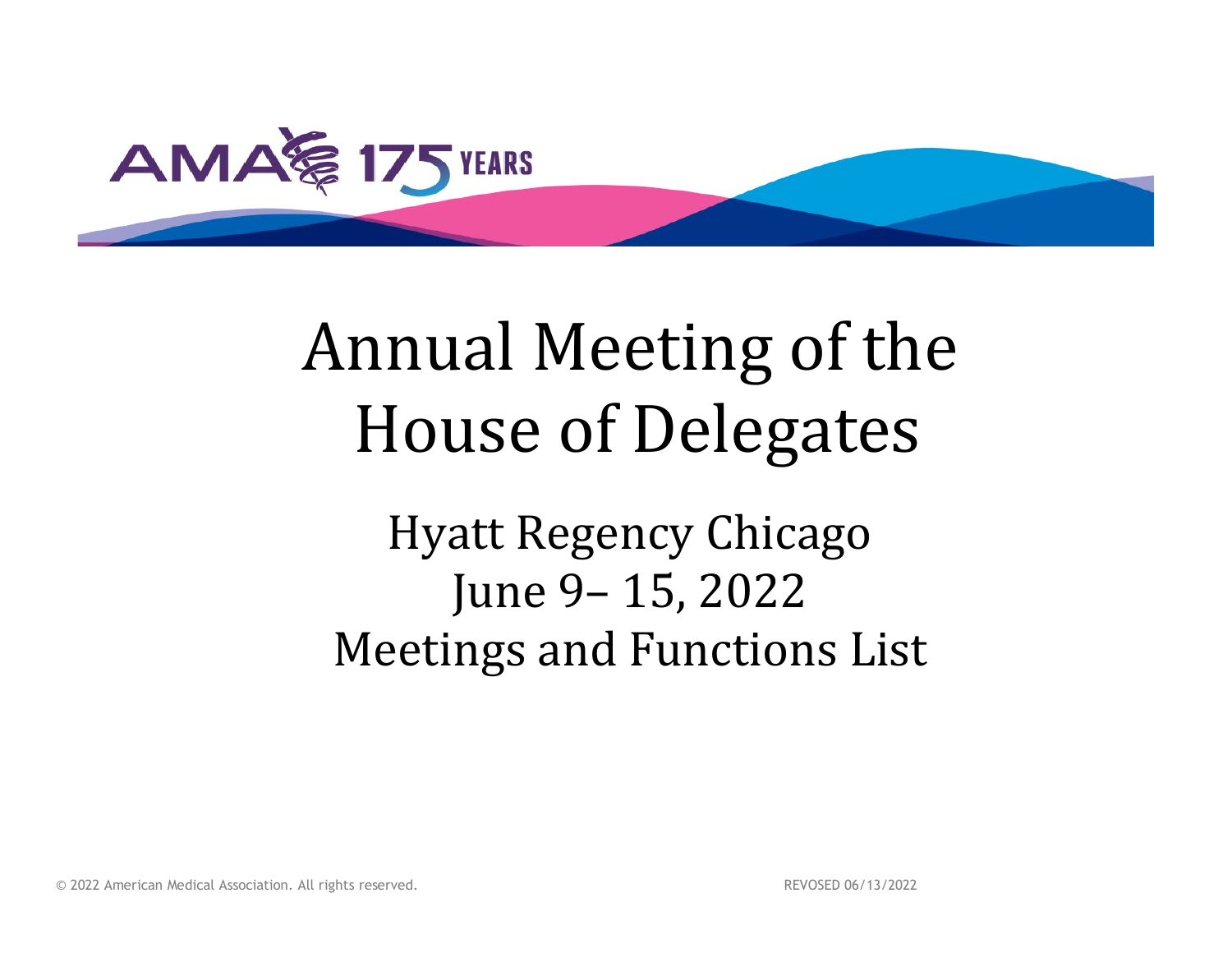AMA 175 YEARS

# Annual Meeting of the House of Delegates

## Hyatt Regency Chicago
## June 9– 15, 2022
## Meetings and Functions List

© 2022 American Medical Association. All rights reserved.

REVOSED 06/13/2022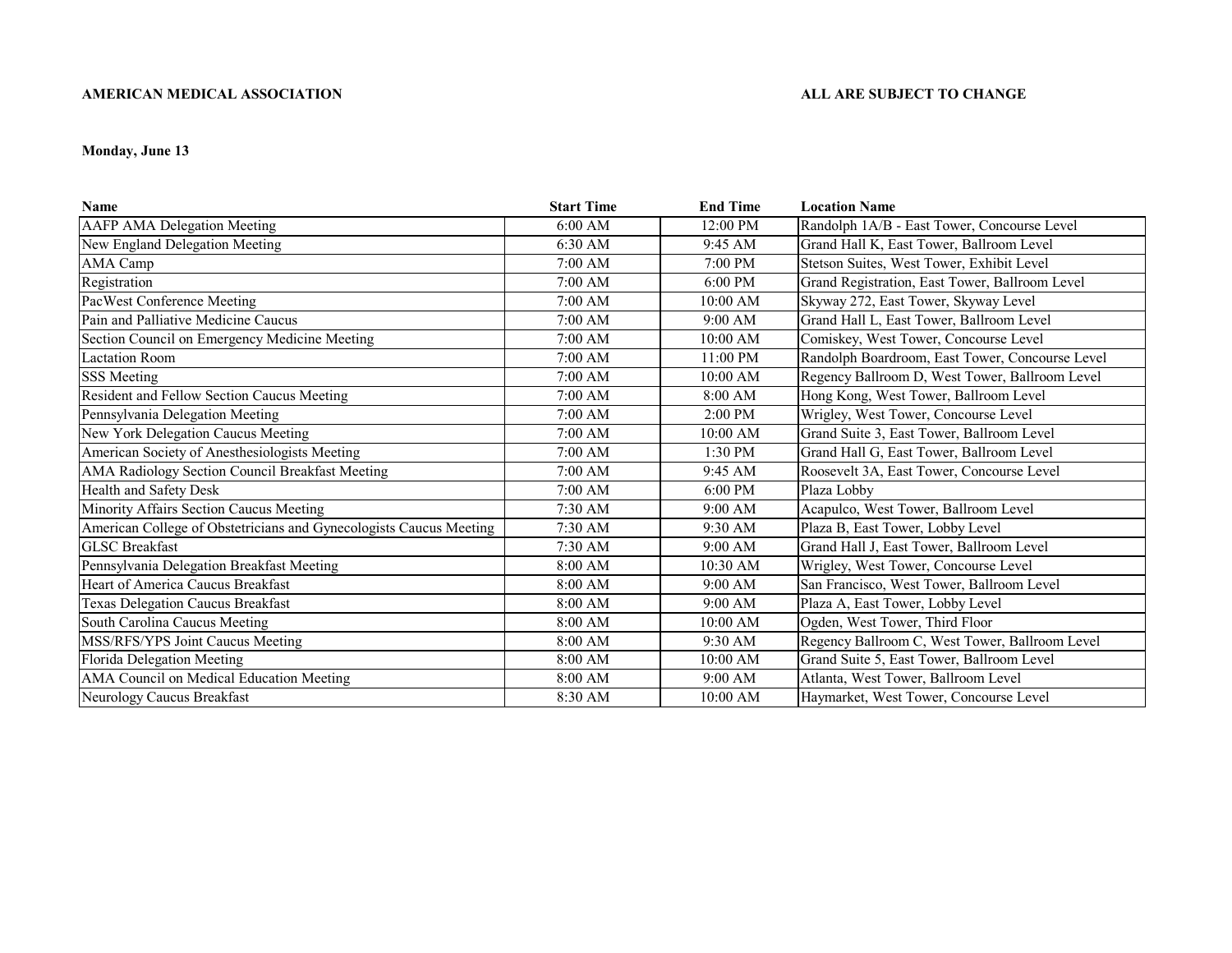**AMERICAN MEDICAL ASSOCIATION** **ALL ARE SUBJECT TO CHANGE**

**Monday, June 13**

| Name | Start Time | End Time | Location Name |
|---|---|---|---|
| AAFP AMA Delegation Meeting | 6:00 AM | 12:00 PM | Randolph 1A/B - East Tower, Concourse Level |
| New England Delegation Meeting | 6:30 AM | 9:45 AM | Grand Hall K, East Tower, Ballroom Level |
| AMA Camp | 7:00 AM | 7:00 PM | Stetson Suites, West Tower, Exhibit Level |
| Registration | 7:00 AM | 6:00 PM | Grand Registration, East Tower, Ballroom Level |
| PacWest Conference Meeting | 7:00 AM | 10:00 AM | Skyway 272, East Tower, Skyway Level |
| Pain and Palliative Medicine Caucus | 7:00 AM | 9:00 AM | Grand Hall L, East Tower, Ballroom Level |
| Section Council on Emergency Medicine Meeting | 7:00 AM | 10:00 AM | Comiskey, West Tower, Concourse Level |
| Lactation Room | 7:00 AM | 11:00 PM | Randolph Boardroom, East Tower, Concourse Level |
| SSS Meeting | 7:00 AM | 10:00 AM | Regency Ballroom D, West Tower, Ballroom Level |
| Resident and Fellow Section Caucus Meeting | 7:00 AM | 8:00 AM | Hong Kong, West Tower, Ballroom Level |
| Pennsylvania Delegation Meeting | 7:00 AM | 2:00 PM | Wrigley, West Tower, Concourse Level |
| New York Delegation Caucus Meeting | 7:00 AM | 10:00 AM | Grand Suite 3, East Tower, Ballroom Level |
| American Society of Anesthesiologists Meeting | 7:00 AM | 1:30 PM | Grand Hall G, East Tower, Ballroom Level |
| AMA Radiology Section Council Breakfast Meeting | 7:00 AM | 9:45 AM | Roosevelt 3A, East Tower, Concourse Level |
| Health and Safety Desk | 7:00 AM | 6:00 PM | Plaza Lobby |
| Minority Affairs Section Caucus Meeting | 7:30 AM | 9:00 AM | Acapulco, West Tower, Ballroom Level |
| American College of Obstetricians and Gynecologists Caucus Meeting | 7:30 AM | 9:30 AM | Plaza B, East Tower, Lobby Level |
| GLSC Breakfast | 7:30 AM | 9:00 AM | Grand Hall J, East Tower, Ballroom Level |
| Pennsylvania Delegation Breakfast Meeting | 8:00 AM | 10:30 AM | Wrigley, West Tower, Concourse Level |
| Heart of America Caucus Breakfast | 8:00 AM | 9:00 AM | San Francisco, West Tower, Ballroom Level |
| Texas Delegation Caucus Breakfast | 8:00 AM | 9:00 AM | Plaza A, East Tower, Lobby Level |
| South Carolina Caucus Meeting | 8:00 AM | 10:00 AM | Ogden, West Tower, Third Floor |
| MSS/RFS/YPS Joint Caucus Meeting | 8:00 AM | 9:30 AM | Regency Ballroom C, West Tower, Ballroom Level |
| Florida Delegation Meeting | 8:00 AM | 10:00 AM | Grand Suite 5, East Tower, Ballroom Level |
| AMA Council on Medical Education Meeting | 8:00 AM | 9:00 AM | Atlanta, West Tower, Ballroom Level |
| Neurology Caucus Breakfast | 8:30 AM | 10:00 AM | Haymarket, West Tower, Concourse Level |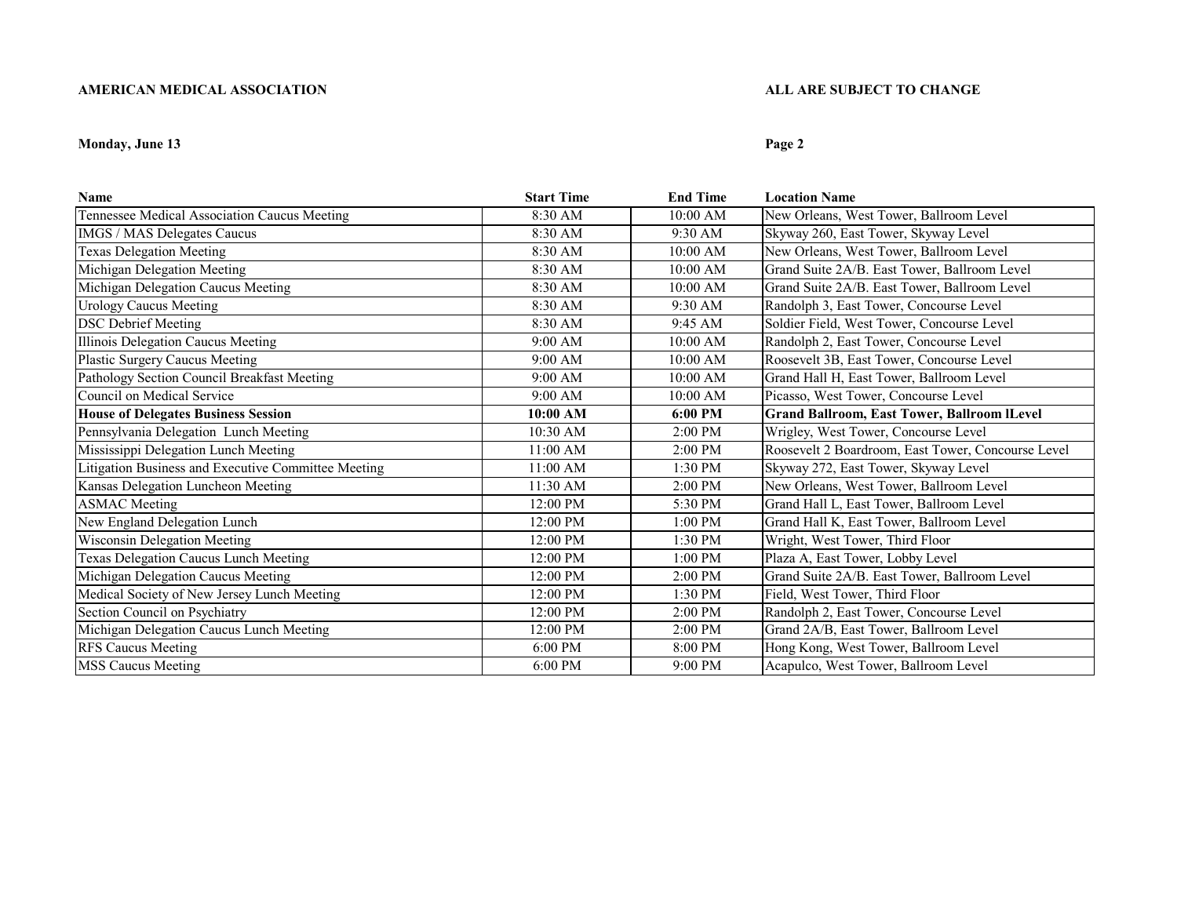**AMERICAN MEDICAL ASSOCIATION**

**ALL ARE SUBJECT TO CHANGE**

**Monday, June 13**

| **Name** | **Start Time** | **End Time** | **Location Name** |
|---|---|---|---|
| Tennessee Medical Association Caucus Meeting | 8:30 AM | 10:00 AM | New Orleans, West Tower, Ballroom Level |
| IMGS / MAS Delegates Caucus | 8:30 AM | 9:30 AM | Skyway 260, East Tower, Skyway Level |
| Texas Delegation Meeting | 8:30 AM | 10:00 AM | New Orleans, West Tower, Ballroom Level |
| Michigan Delegation Meeting | 8:30 AM | 10:00 AM | Grand Suite 2A/B. East Tower, Ballroom Level |
| Michigan Delegation Caucus Meeting | 8:30 AM | 10:00 AM | Grand Suite 2A/B. East Tower, Ballroom Level |
| Urology Caucus Meeting | 8:30 AM | 9:30 AM | Randolph 3, East Tower, Concourse Level |
| DSC Debrief Meeting | 8:30 AM | 9:45 AM | Soldier Field, West Tower, Concourse Level |
| Illinois Delegation Caucus Meeting | 9:00 AM | 10:00 AM | Randolph 2, East Tower, Concourse Level |
| Plastic Surgery Caucus Meeting | 9:00 AM | 10:00 AM | Roosevelt 3B, East Tower, Concourse Level |
| Pathology Section Council Breakfast Meeting | 9:00 AM | 10:00 AM | Grand Hall H, East Tower, Ballroom Level |
| Council on Medical Service | 9:00 AM | 10:00 AM | Picasso, West Tower, Concourse Level |
| **House of Delegates Business Session** | **10:00 AM** | **6:00 PM** | **Grand Ballroom, East Tower, Ballroom lLevel** |
| Pennsylvania Delegation  Lunch Meeting | 10:30 AM | 2:00 PM | Wrigley, West Tower, Concourse Level |
| Mississippi Delegation Lunch Meeting | 11:00 AM | 2:00 PM | Roosevelt 2 Boardroom, East Tower, Concourse Level |
| Litigation Business and Executive Committee Meeting | 11:00 AM | 1:30 PM | Skyway 272, East Tower, Skyway Level |
| Kansas Delegation Luncheon Meeting | 11:30 AM | 2:00 PM | New Orleans, West Tower, Ballroom Level |
| ASMAC Meeting | 12:00 PM | 5:30 PM | Grand Hall L, East Tower, Ballroom Level |
| New England Delegation Lunch | 12:00 PM | 1:00 PM | Grand Hall K, East Tower, Ballroom Level |
| Wisconsin Delegation Meeting | 12:00 PM | 1:30 PM | Wright, West Tower, Third Floor |
| Texas Delegation Caucus Lunch Meeting | 12:00 PM | 1:00 PM | Plaza A, East Tower, Lobby Level |
| Michigan Delegation Caucus Meeting | 12:00 PM | 2:00 PM | Grand Suite 2A/B. East Tower, Ballroom Level |
| Medical Society of New Jersey Lunch Meeting | 12:00 PM | 1:30 PM | Field, West Tower, Third Floor |
| Section Council on Psychiatry | 12:00 PM | 2:00 PM | Randolph 2, East Tower, Concourse Level |
| Michigan Delegation Caucus Lunch Meeting | 12:00 PM | 2:00 PM | Grand 2A/B, East Tower, Ballroom Level |
| RFS Caucus Meeting | 6:00 PM | 8:00 PM | Hong Kong, West Tower, Ballroom Level |
| MSS Caucus Meeting | 6:00 PM | 9:00 PM | Acapulco, West Tower, Ballroom Level |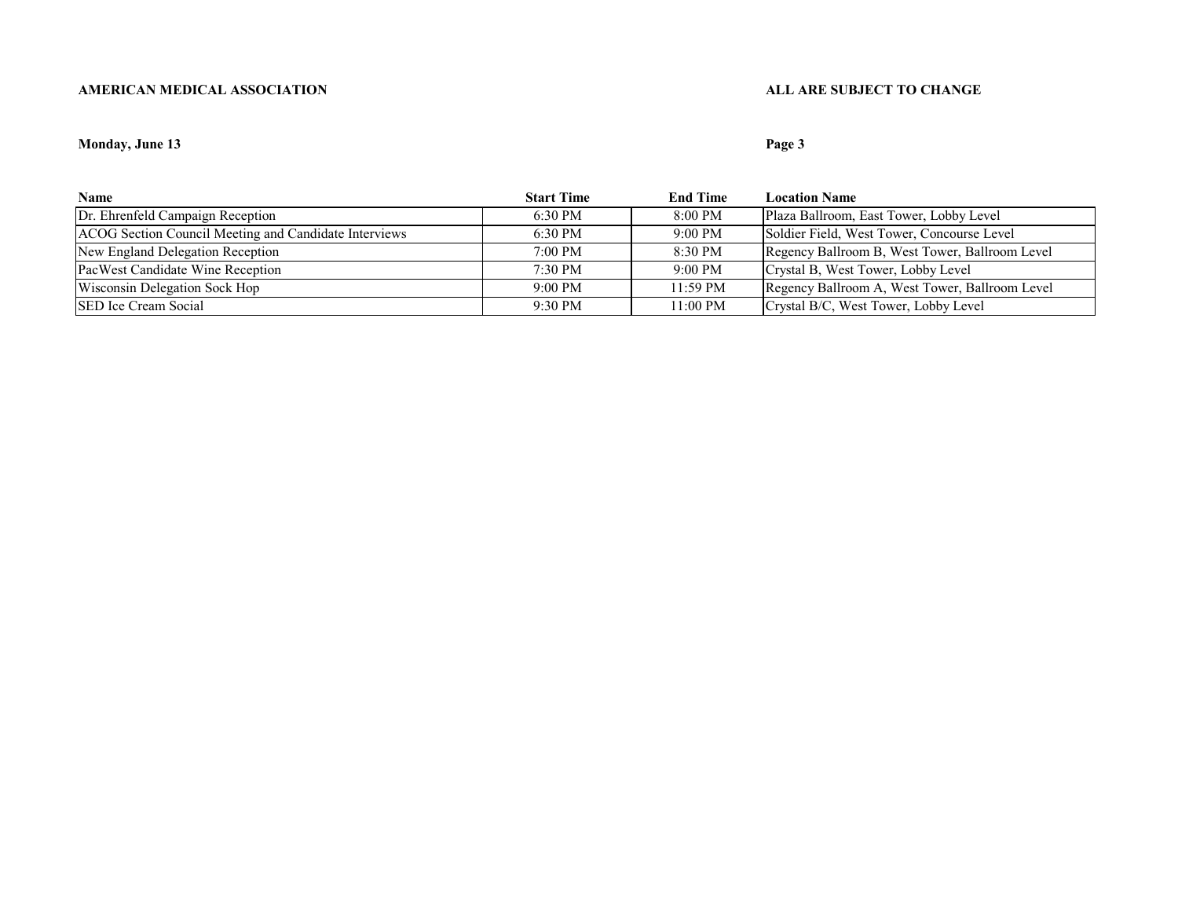**AMERICAN MEDICAL ASSOCIATION** **ALL ARE SUBJECT TO CHANGE**

**Monday, June 13**

| Name | Start Time | End Time | Location Name |
|---|---|---|---|
| Dr. Ehrenfeld Campaign Reception | 6:30 PM | 8:00 PM | Plaza Ballroom, East Tower, Lobby Level |
| ACOG Section Council Meeting and Candidate Interviews | 6:30 PM | 9:00 PM | Soldier Field, West Tower, Concourse Level |
| New England Delegation Reception | 7:00 PM | 8:30 PM | Regency Ballroom B, West Tower, Ballroom Level |
| PacWest Candidate Wine Reception | 7:30 PM | 9:00 PM | Crystal B, West Tower, Lobby Level |
| Wisconsin Delegation Sock Hop | 9:00 PM | 11:59 PM | Regency Ballroom A, West Tower, Ballroom Level |
| SED Ice Cream Social | 9:30 PM | 11:00 PM | Crystal B/C, West Tower, Lobby Level |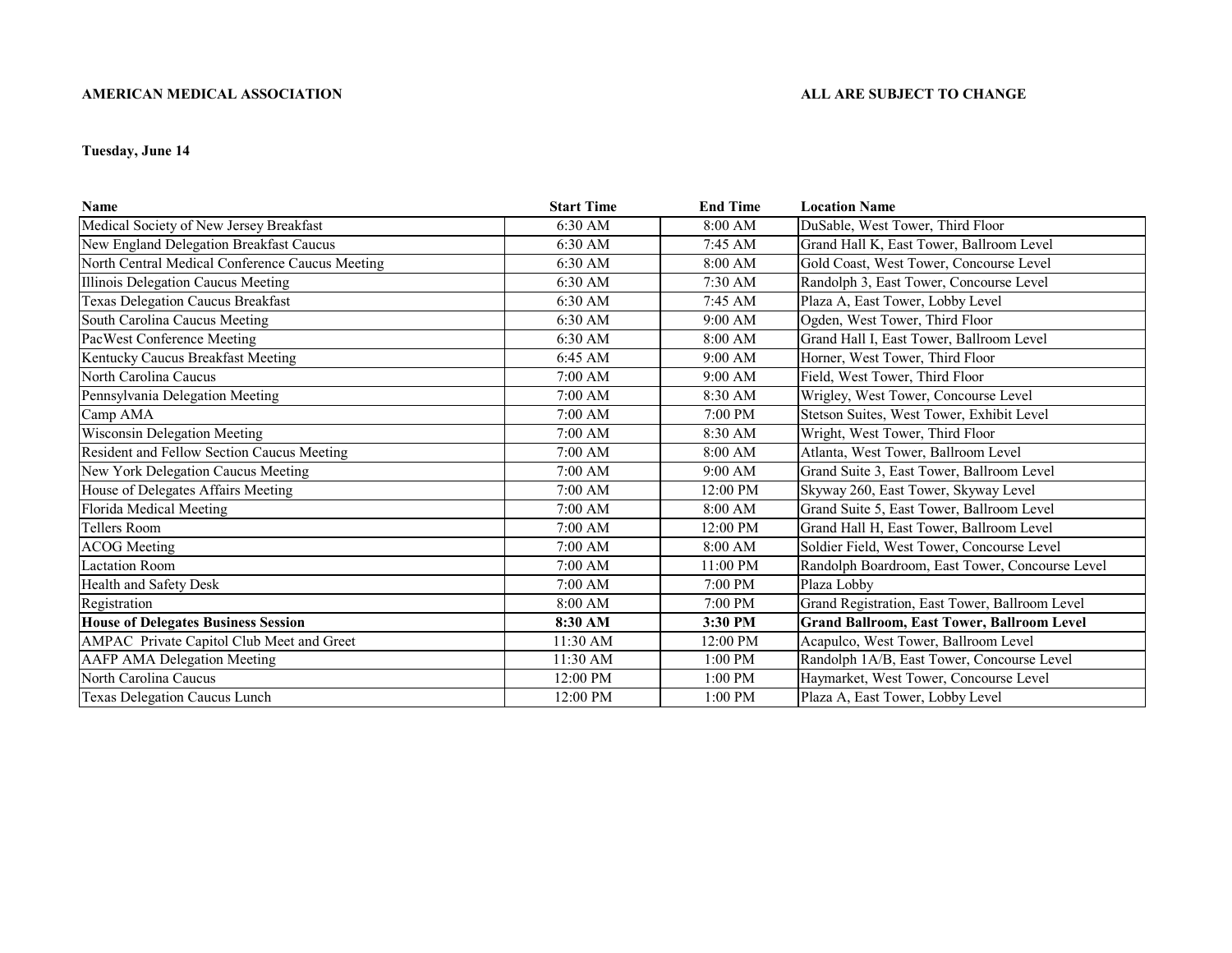**AMERICAN MEDICAL ASSOCIATION** **ALL ARE SUBJECT TO CHANGE**

**Tuesday, June 14**

| Name | Start Time | End Time | Location Name |
|---|---|---|---|
| Medical Society of New Jersey Breakfast | 6:30 AM | 8:00 AM | DuSable, West Tower, Third Floor |
| New England Delegation Breakfast Caucus | 6:30 AM | 7:45 AM | Grand Hall K, East Tower, Ballroom Level |
| North Central Medical Conference Caucus Meeting | 6:30 AM | 8:00 AM | Gold Coast, West Tower, Concourse Level |
| Illinois Delegation Caucus Meeting | 6:30 AM | 7:30 AM | Randolph 3, East Tower, Concourse Level |
| Texas Delegation Caucus Breakfast | 6:30 AM | 7:45 AM | Plaza A, East Tower, Lobby Level |
| South Carolina Caucus Meeting | 6:30 AM | 9:00 AM | Ogden, West Tower, Third Floor |
| PacWest Conference Meeting | 6:30 AM | 8:00 AM | Grand Hall I, East Tower, Ballroom Level |
| Kentucky Caucus Breakfast Meeting | 6:45 AM | 9:00 AM | Horner, West Tower, Third Floor |
| North Carolina Caucus | 7:00 AM | 9:00 AM | Field, West Tower, Third Floor |
| Pennsylvania Delegation Meeting | 7:00 AM | 8:30 AM | Wrigley, West Tower, Concourse Level |
| Camp AMA | 7:00 AM | 7:00 PM | Stetson Suites, West Tower, Exhibit Level |
| Wisconsin Delegation Meeting | 7:00 AM | 8:30 AM | Wright, West Tower, Third Floor |
| Resident and Fellow Section Caucus Meeting | 7:00 AM | 8:00 AM | Atlanta, West Tower, Ballroom Level |
| New York Delegation Caucus Meeting | 7:00 AM | 9:00 AM | Grand Suite 3, East Tower, Ballroom Level |
| House of Delegates Affairs Meeting | 7:00 AM | 12:00 PM | Skyway 260, East Tower, Skyway Level |
| Florida Medical Meeting | 7:00 AM | 8:00 AM | Grand Suite 5, East Tower, Ballroom Level |
| Tellers Room | 7:00 AM | 12:00 PM | Grand Hall H, East Tower, Ballroom Level |
| ACOG Meeting | 7:00 AM | 8:00 AM | Soldier Field, West Tower, Concourse Level |
| Lactation Room | 7:00 AM | 11:00 PM | Randolph Boardroom, East Tower, Concourse Level |
| Health and Safety Desk | 7:00 AM | 7:00 PM | Plaza Lobby |
| Registration | 8:00 AM | 7:00 PM | Grand Registration, East Tower, Ballroom Level |
| **House of Delegates Business Session** | **8:30 AM** | **3:30 PM** | **Grand Ballroom, East Tower, Ballroom Level** |
| AMPAC Private Capitol Club Meet and Greet | 11:30 AM | 12:00 PM | Acapulco, West Tower, Ballroom Level |
| AAFP AMA Delegation Meeting | 11:30 AM | 1:00 PM | Randolph 1A/B, East Tower, Concourse Level |
| North Carolina Caucus | 12:00 PM | 1:00 PM | Haymarket, West Tower, Concourse Level |
| Texas Delegation Caucus Lunch | 12:00 PM | 1:00 PM | Plaza A, East Tower, Lobby Level |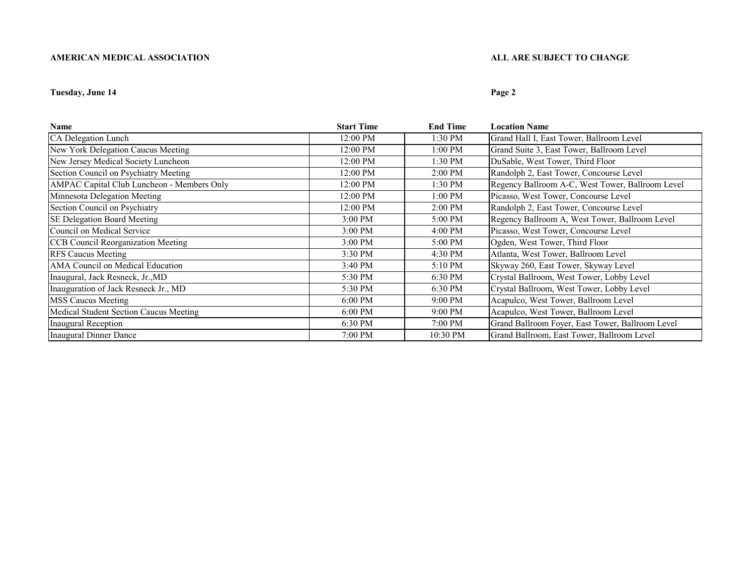**AMERICAN MEDICAL ASSOCIATION** **ALL ARE SUBJECT TO CHANGE**

**Tuesday, June 14**

| Name | Start Time | End Time | Location Name |
|---|---|---|---|
| CA Delegation Lunch | 12:00 PM | 1:30 PM | Grand Hall I, East Tower, Ballroom Level |
| New York Delegation Caucus Meeting | 12:00 PM | 1:00 PM | Grand Suite 3, East Tower, Ballroom Level |
| New Jersey Medical Society Luncheon | 12:00 PM | 1:30 PM | DuSable, West Tower, Third Floor |
| Section Council on Psychiatry Meeting | 12:00 PM | 2:00 PM | Randolph 2, East Tower, Concourse Level |
| AMPAC Capital Club Luncheon - Members Only | 12:00 PM | 1:30 PM | Regency Ballroom A-C, West Tower, Ballroom Level |
| Minnesota Delegation Meeting | 12:00 PM | 1:00 PM | Picasso, West Tower, Concourse Level |
| Section Council on Psychiatry | 12:00 PM | 2:00 PM | Randolph 2, East Tower, Concourse Level |
| SE Delegation Board Meeting | 3:00 PM | 5:00 PM | Regency Ballroom A, West Tower, Ballroom Level |
| Council on Medical Service | 3:00 PM | 4:00 PM | Picasso, West Tower, Concourse Level |
| CCB Council Reorganization Meeting | 3:00 PM | 5:00 PM | Ogden, West Tower, Third Floor |
| RFS Caucus Meeting | 3:30 PM | 4:30 PM | Atlanta, West Tower, Ballroom Level |
| AMA Council on Medical Education | 3:40 PM | 5:10 PM | Skyway 260, East Tower, Skyway Level |
| Inaugural, Jack Resneck, Jr.,MD | 5:30 PM | 6:30 PM | Crystal Ballroom, West Tower, Lobby Level |
| Inauguration of Jack Resneck Jr., MD | 5:30 PM | 6:30 PM | Crystal Ballroom, West Tower, Lobby Level |
| MSS Caucus Meeting | 6:00 PM | 9:00 PM | Acapulco, West Tower, Ballroom Level |
| Medical Student Section Caucus Meeting | 6:00 PM | 9:00 PM | Acapulco, West Tower, Ballroom Level |
| Inaugural Reception | 6:30 PM | 7:00 PM | Grand Ballroom Foyer, East Tower, Ballroom Level |
| Inaugural Dinner Dance | 7:00 PM | 10:30 PM | Grand Ballroom, East Tower, Ballroom Level |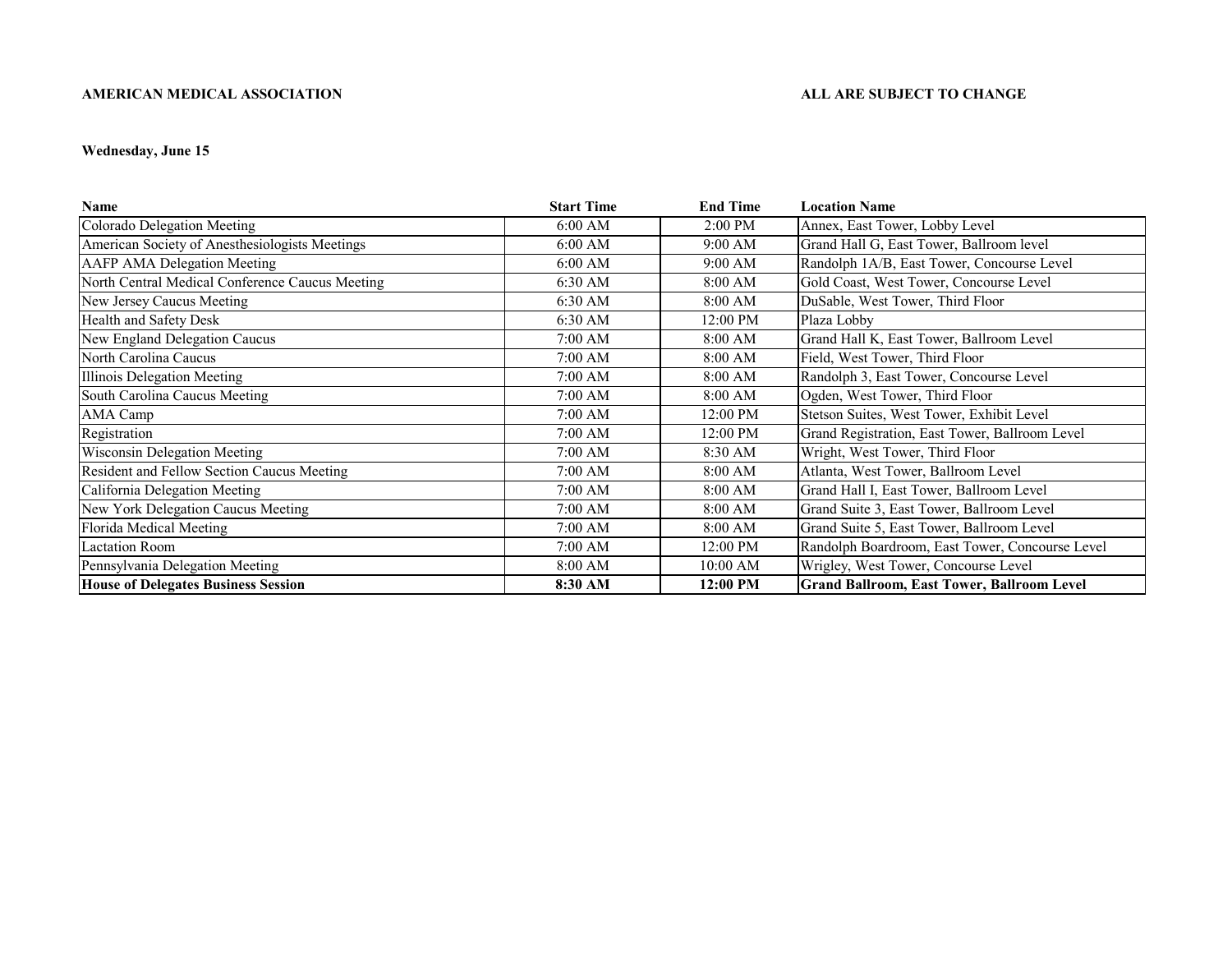**AMERICAN MEDICAL ASSOCIATION** **ALL ARE SUBJECT TO CHANGE**

**Wednesday, June 15**

| Name | Start Time | End Time | Location Name |
|---|---|---|---|
| Colorado Delegation Meeting | 6:00 AM | 2:00 PM | Annex, East Tower, Lobby Level |
| American Society of Anesthesiologists Meetings | 6:00 AM | 9:00 AM | Grand Hall G, East Tower, Ballroom level |
| AAFP AMA Delegation Meeting | 6:00 AM | 9:00 AM | Randolph 1A/B, East Tower, Concourse Level |
| North Central Medical Conference Caucus Meeting | 6:30 AM | 8:00 AM | Gold Coast, West Tower, Concourse Level |
| New Jersey Caucus Meeting | 6:30 AM | 8:00 AM | DuSable, West Tower, Third Floor |
| Health and Safety Desk | 6:30 AM | 12:00 PM | Plaza Lobby |
| New England Delegation Caucus | 7:00 AM | 8:00 AM | Grand Hall K, East Tower, Ballroom Level |
| North Carolina Caucus | 7:00 AM | 8:00 AM | Field, West Tower, Third Floor |
| Illinois Delegation Meeting | 7:00 AM | 8:00 AM | Randolph 3, East Tower, Concourse Level |
| South Carolina Caucus Meeting | 7:00 AM | 8:00 AM | Ogden, West Tower, Third Floor |
| AMA Camp | 7:00 AM | 12:00 PM | Stetson Suites, West Tower, Exhibit Level |
| Registration | 7:00 AM | 12:00 PM | Grand Registration, East Tower, Ballroom Level |
| Wisconsin Delegation Meeting | 7:00 AM | 8:30 AM | Wright, West Tower, Third Floor |
| Resident and Fellow Section Caucus Meeting | 7:00 AM | 8:00 AM | Atlanta, West Tower, Ballroom Level |
| California Delegation Meeting | 7:00 AM | 8:00 AM | Grand Hall I, East Tower, Ballroom Level |
| New York Delegation Caucus Meeting | 7:00 AM | 8:00 AM | Grand Suite 3, East Tower, Ballroom Level |
| Florida Medical Meeting | 7:00 AM | 8:00 AM | Grand Suite 5, East Tower, Ballroom Level |
| Lactation Room | 7:00 AM | 12:00 PM | Randolph Boardroom, East Tower, Concourse Level |
| Pennsylvania Delegation Meeting | 8:00 AM | 10:00 AM | Wrigley, West Tower, Concourse Level |
| **House of Delegates Business Session** | **8:30 AM** | **12:00 PM** | **Grand Ballroom, East Tower, Ballroom Level** |